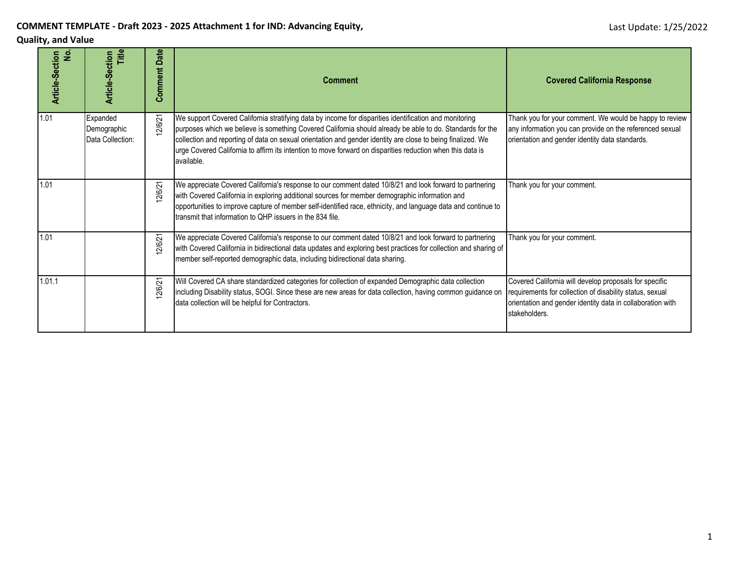**COMMENT TEMPLATE - Draft 2023 - 2025 Attachment 1 for IND: Advancing Equity, Quality, and Value**

Last Update: 1/25/2022

| Article-Section No. | Article-Section Title | Comment Date | Comment | Covered California Response |
|---|---|---|---|---|
| 1.01 | Expanded Demographic Data Collection: | 12/6/21 | We support Covered California stratifying data by income for disparities identification and monitoring purposes which we believe is something Covered California should already be able to do. Standards for the collection and reporting of data on sexual orientation and gender identity are close to being finalized. We urge Covered California to affirm its intention to move forward on disparities reduction when this data is available. | Thank you for your comment. We would be happy to review any information you can provide on the referenced sexual orientation and gender identity data standards. |
| 1.01 | | 12/6/21 | We appreciate Covered California's response to our comment dated 10/8/21 and look forward to partnering with Covered California in exploring additional sources for member demographic information and opportunities to improve capture of member self-identified race, ethnicity, and language data and continue to transmit that information to QHP issuers in the 834 file. | Thank you for your comment. |
| 1.01 | | 12/6/21 | We appreciate Covered California's response to our comment dated 10/8/21 and look forward to partnering with Covered California in bidirectional data updates and exploring best practices for collection and sharing of member self-reported demographic data, including bidirectional data sharing. | Thank you for your comment. |
| 1.01.1 | | 12/6/21 | Will Covered CA share standardized categories for collection of expanded Demographic data collection including Disability status, SOGI. Since these are new areas for data collection, having common guidance on data collection will be helpful for Contractors. | Covered California will develop proposals for specific requirements for collection of disability status, sexual orientation and gender identity data in collaboration with stakeholders. |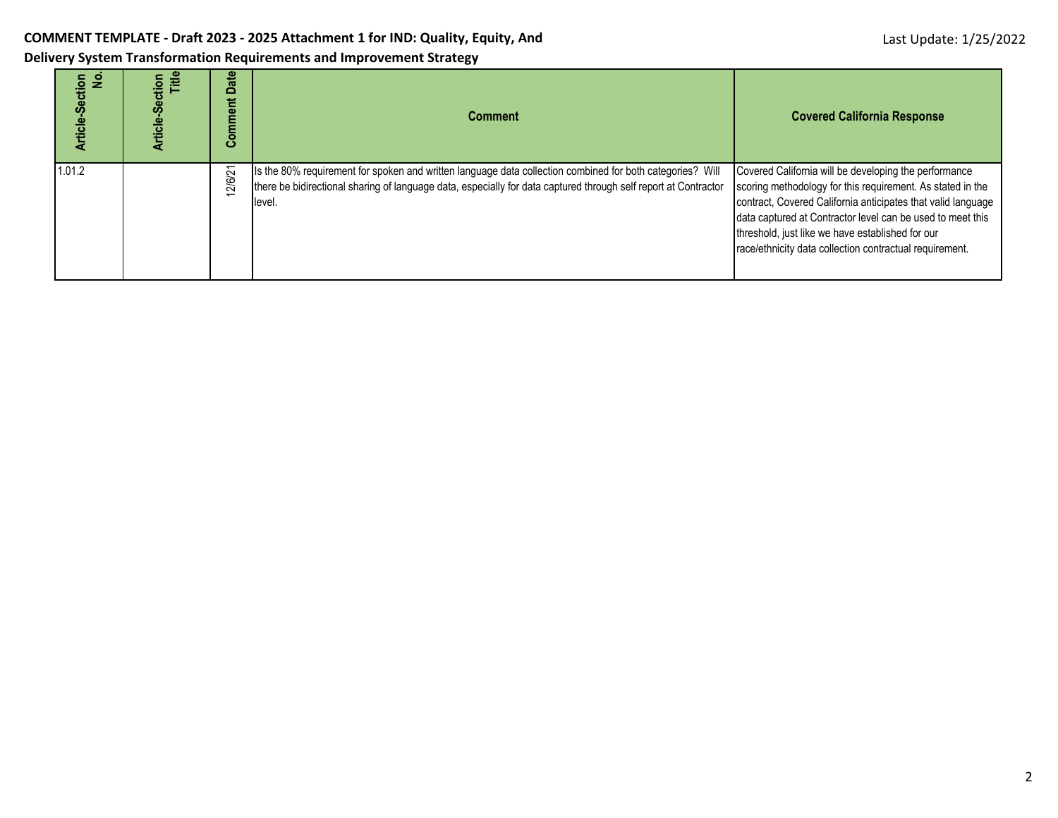| Article-Section No. | Article-Section Title | Comment Date | Comment | Covered California Response |
|---|---|---|---|---|
| 1.01.2 | | 12/6/21 | Is the 80% requirement for spoken and written language data collection combined for both categories? Will there be bidirectional sharing of language data, especially for data captured through self report at Contractor level. | Covered California will be developing the performance scoring methodology for this requirement. As stated in the contract, Covered California anticipates that valid language data captured at Contractor level can be used to meet this threshold, just like we have established for our race/ethnicity data collection contractual requirement. |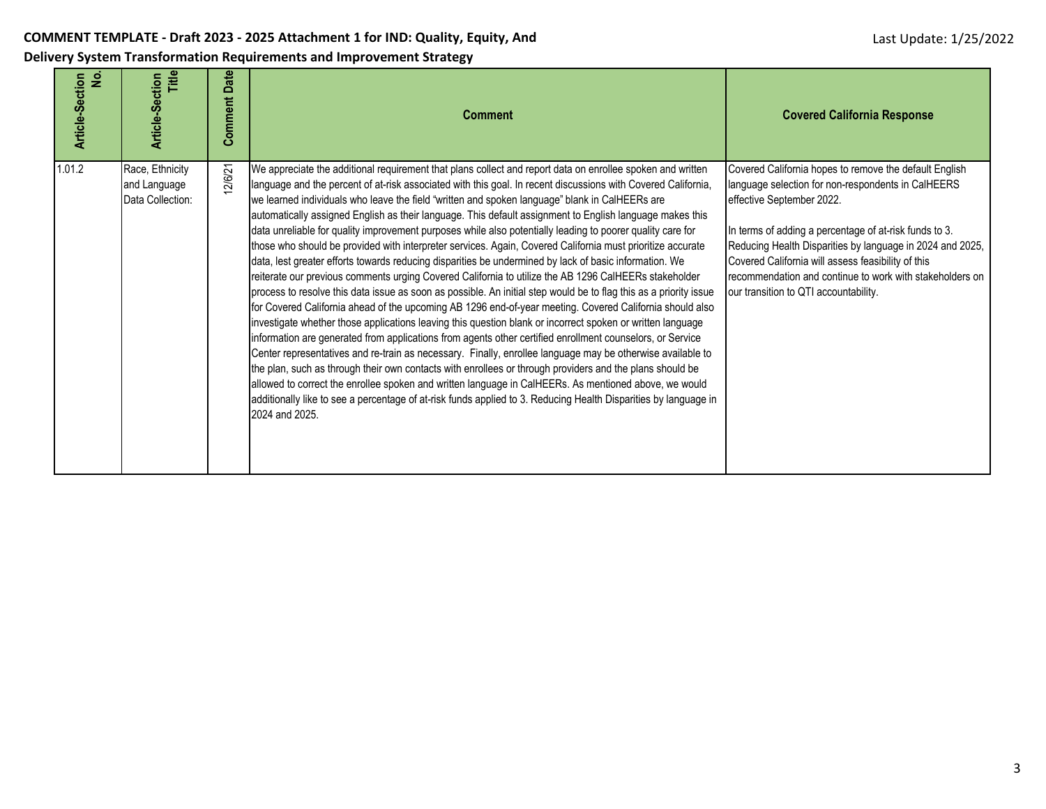| Article-Section No. | Article-Section Title | Comment Date | Comment | Covered California Response |
|---|---|---|---|---|
| 1.01.2 | Race, Ethnicity and Language Data Collection: | 12/6/21 | We appreciate the additional requirement that plans collect and report data on enrollee spoken and written language and the percent of at-risk associated with this goal. In recent discussions with Covered California, we learned individuals who leave the field "written and spoken language" blank in CalHEERs are automatically assigned English as their language. This default assignment to English language makes this data unreliable for quality improvement purposes while also potentially leading to poorer quality care for those who should be provided with interpreter services. Again, Covered California must prioritize accurate data, lest greater efforts towards reducing disparities be undermined by lack of basic information. We reiterate our previous comments urging Covered California to utilize the AB 1296 CalHEERs stakeholder process to resolve this data issue as soon as possible. An initial step would be to flag this as a priority issue for Covered California ahead of the upcoming AB 1296 end-of-year meeting. Covered California should also investigate whether those applications leaving this question blank or incorrect spoken or written language information are generated from applications from agents other certified enrollment counselors, or Service Center representatives and re-train as necessary. Finally, enrollee language may be otherwise available to the plan, such as through their own contacts with enrollees or through providers and the plans should be allowed to correct the enrollee spoken and written language in CalHEERs. As mentioned above, we would additionally like to see a percentage of at-risk funds applied to 3. Reducing Health Disparities by language in 2024 and 2025. | Covered California hopes to remove the default English language selection for non-respondents in CalHEERS effective September 2022.<br><br>In terms of adding a percentage of at-risk funds to 3. Reducing Health Disparities by language in 2024 and 2025, Covered California will assess feasibility of this recommendation and continue to work with stakeholders on our transition to QTI accountability. |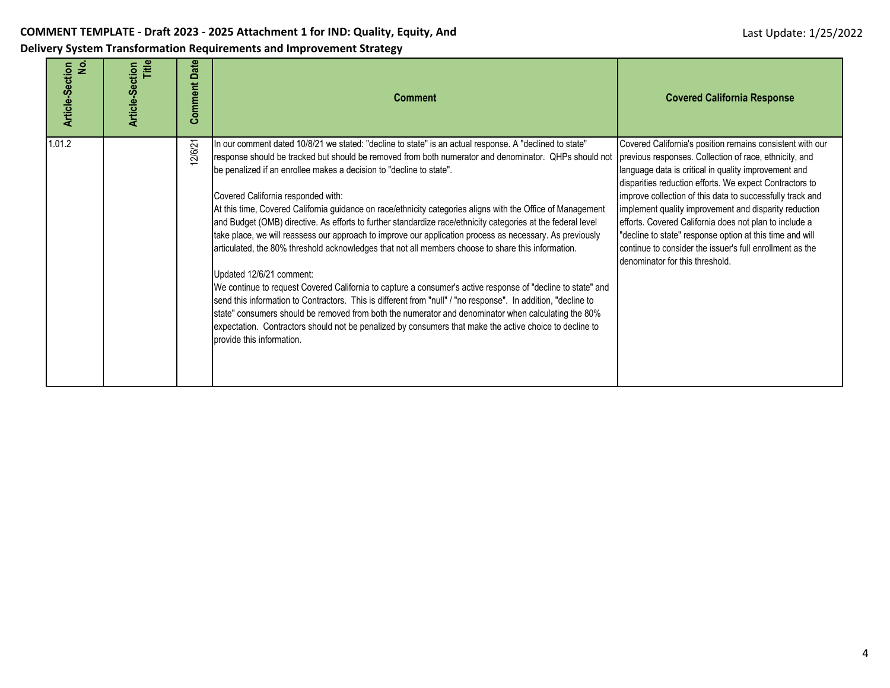**COMMENT TEMPLATE - Draft 2023 - 2025 Attachment 1 for IND: Quality, Equity, And Delivery System Transformation Requirements and Improvement Strategy**

Last Update: 1/25/2022

| Article-Section No. | Article-Section Title | Comment Date | Comment | Covered California Response |
|---|---|---|---|---|
| 1.01.2 | | 12/6/21 | In our comment dated 10/8/21 we stated: "decline to state" is an actual response. A "declined to state" response should be tracked but should be removed from both numerator and denominator. QHPs should not be penalized if an enrollee makes a decision to "decline to state".<br><br>Covered California responded with:<br>At this time, Covered California guidance on race/ethnicity categories aligns with the Office of Management and Budget (OMB) directive. As efforts to further standardize race/ethnicity categories at the federal level take place, we will reassess our approach to improve our application process as necessary. As previously articulated, the 80% threshold acknowledges that not all members choose to share this information.<br><br>Updated 12/6/21 comment:<br>We continue to request Covered California to capture a consumer's active response of "decline to state" and send this information to Contractors. This is different from "null" / "no response". In addition, "decline to state" consumers should be removed from both the numerator and denominator when calculating the 80% expectation. Contractors should not be penalized by consumers that make the active choice to decline to provide this information. | Covered California's position remains consistent with our previous responses. Collection of race, ethnicity, and language data is critical in quality improvement and disparities reduction efforts. We expect Contractors to improve collection of this data to successfully track and implement quality improvement and disparity reduction efforts. Covered California does not plan to include a "decline to state" response option at this time and will continue to consider the issuer's full enrollment as the denominator for this threshold. |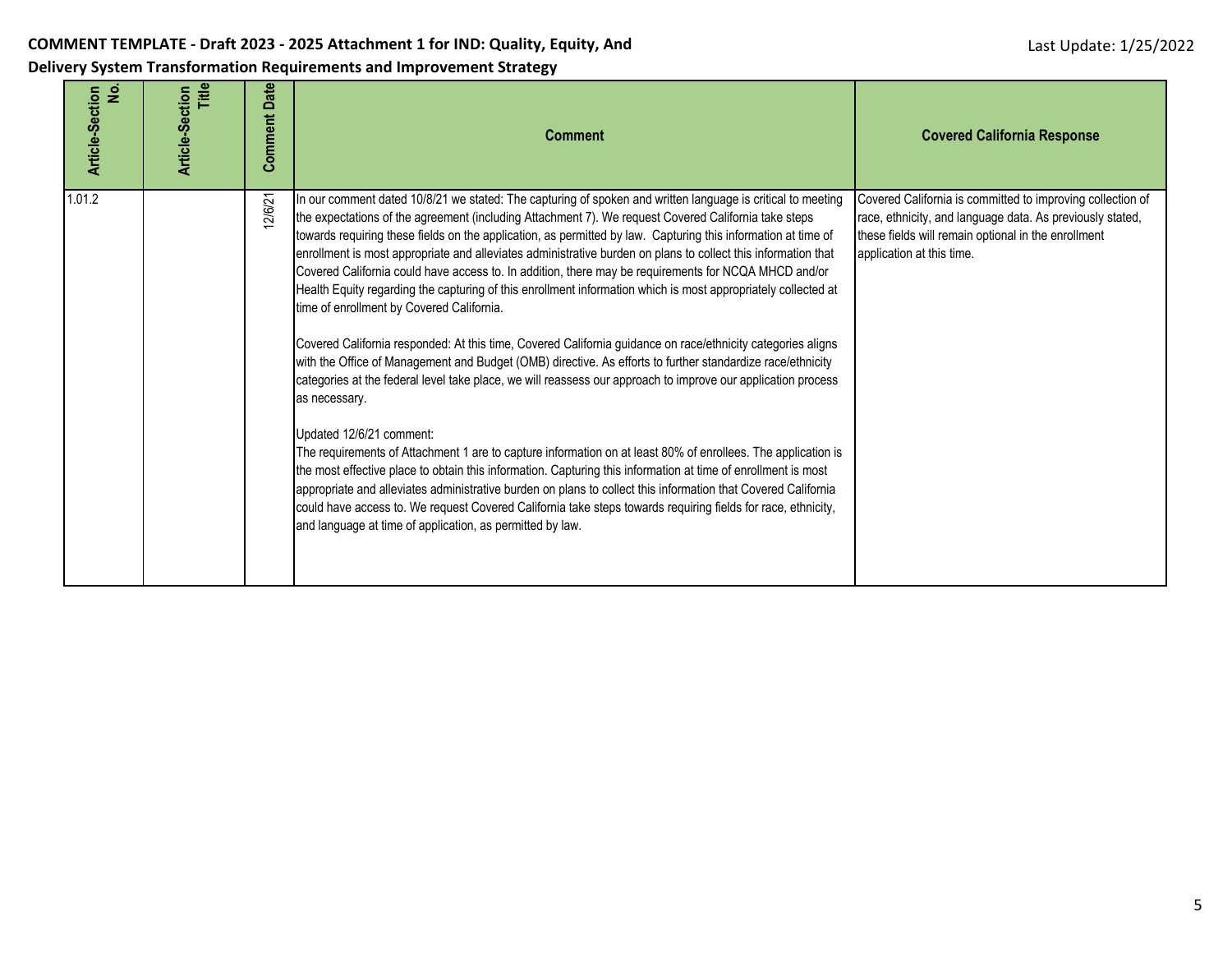| Article-Section No. | Article-Section Title | Comment Date | Comment | Covered California Response |
|---|---|---|---|---|
| 1.01.2 | | 12/6/21 | In our comment dated 10/8/21 we stated: The capturing of spoken and written language is critical to meeting the expectations of the agreement (including Attachment 7). We request Covered California take steps towards requiring these fields on the application, as permitted by law. Capturing this information at time of enrollment is most appropriate and alleviates administrative burden on plans to collect this information that Covered California could have access to. In addition, there may be requirements for NCQA MHCD and/or Health Equity regarding the capturing of this enrollment information which is most appropriately collected at time of enrollment by Covered California.<br><br>Covered California responded: At this time, Covered California guidance on race/ethnicity categories aligns with the Office of Management and Budget (OMB) directive. As efforts to further standardize race/ethnicity categories at the federal level take place, we will reassess our approach to improve our application process as necessary.<br><br>Updated 12/6/21 comment:<br>The requirements of Attachment 1 are to capture information on at least 80% of enrollees. The application is the most effective place to obtain this information. Capturing this information at time of enrollment is most appropriate and alleviates administrative burden on plans to collect this information that Covered California could have access to. We request Covered California take steps towards requiring fields for race, ethnicity, and language at time of application, as permitted by law. | Covered California is committed to improving collection of race, ethnicity, and language data. As previously stated, these fields will remain optional in the enrollment application at this time. |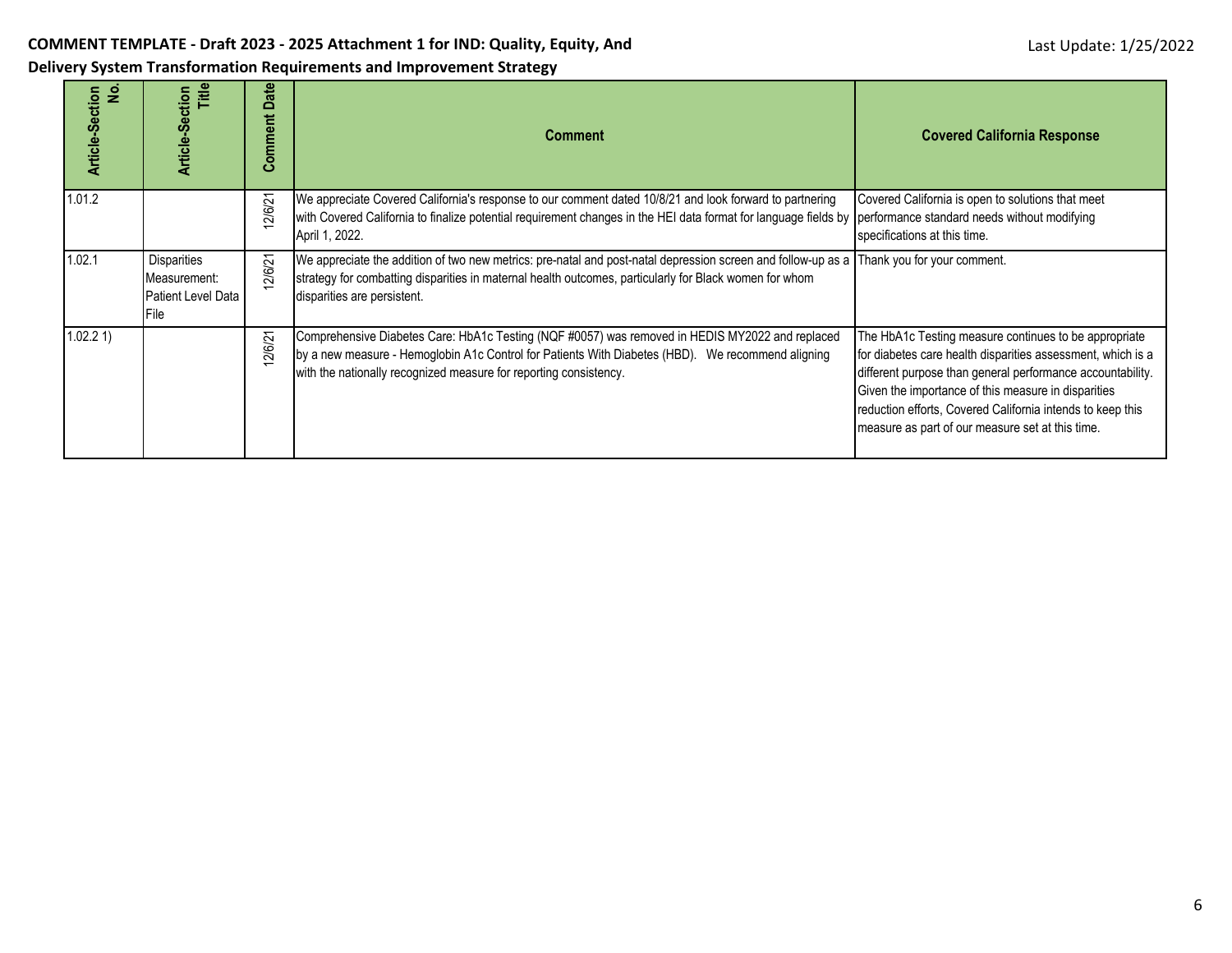| Article-Section No. | Article-Section Title | Comment Date | Comment | Covered California Response |
|---|---|---|---|---|
| 1.01.2 | | 12/6/21 | We appreciate Covered California's response to our comment dated 10/8/21 and look forward to partnering with Covered California to finalize potential requirement changes in the HEI data format for language fields by April 1, 2022. | Covered California is open to solutions that meet performance standard needs without modifying specifications at this time. |
| 1.02.1 | Disparities Measurement: Patient Level Data File | 12/6/21 | We appreciate the addition of two new metrics: pre-natal and post-natal depression screen and follow-up as a strategy for combatting disparities in maternal health outcomes, particularly for Black women for whom disparities are persistent. | Thank you for your comment. |
| 1.02.2 1) | | 12/6/21 | Comprehensive Diabetes Care: HbA1c Testing (NQF #0057) was removed in HEDIS MY2022 and replaced by a new measure - Hemoglobin A1c Control for Patients With Diabetes (HBD). We recommend aligning with the nationally recognized measure for reporting consistency. | The HbA1c Testing measure continues to be appropriate for diabetes care health disparities assessment, which is a different purpose than general performance accountability. Given the importance of this measure in disparities reduction efforts, Covered California intends to keep this measure as part of our measure set at this time. |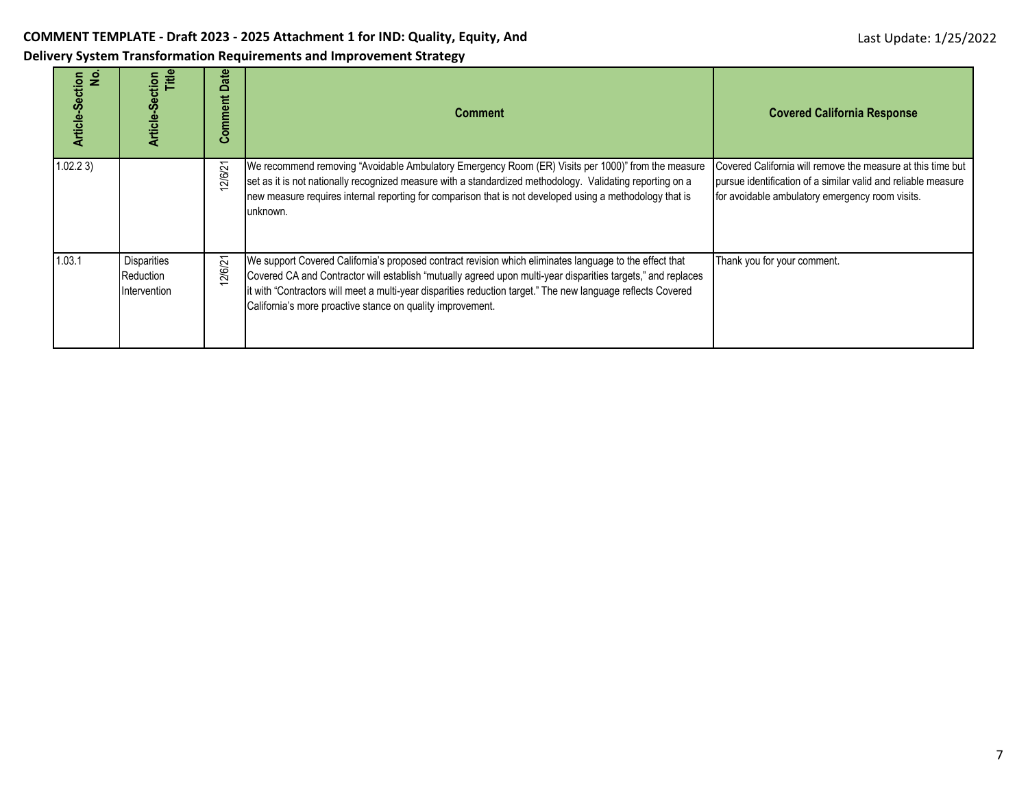**COMMENT TEMPLATE - Draft 2023 - 2025 Attachment 1 for IND: Quality, Equity, And Delivery System Transformation Requirements and Improvement Strategy**

Last Update: 1/25/2022

| Article-Section No. | Article-Section Title | Comment Date | Comment | Covered California Response |
|---|---|---|---|---|
| 1.02.2 3) | | 12/6/21 | We recommend removing "Avoidable Ambulatory Emergency Room (ER) Visits per 1000)" from the measure set as it is not nationally recognized measure with a standardized methodology. Validating reporting on a new measure requires internal reporting for comparison that is not developed using a methodology that is unknown. | Covered California will remove the measure at this time but pursue identification of a similar valid and reliable measure for avoidable ambulatory emergency room visits. |
| 1.03.1 | Disparities Reduction Intervention | 12/6/21 | We support Covered California's proposed contract revision which eliminates language to the effect that Covered CA and Contractor will establish "mutually agreed upon multi-year disparities targets," and replaces it with "Contractors will meet a multi-year disparities reduction target." The new language reflects Covered California's more proactive stance on quality improvement. | Thank you for your comment. |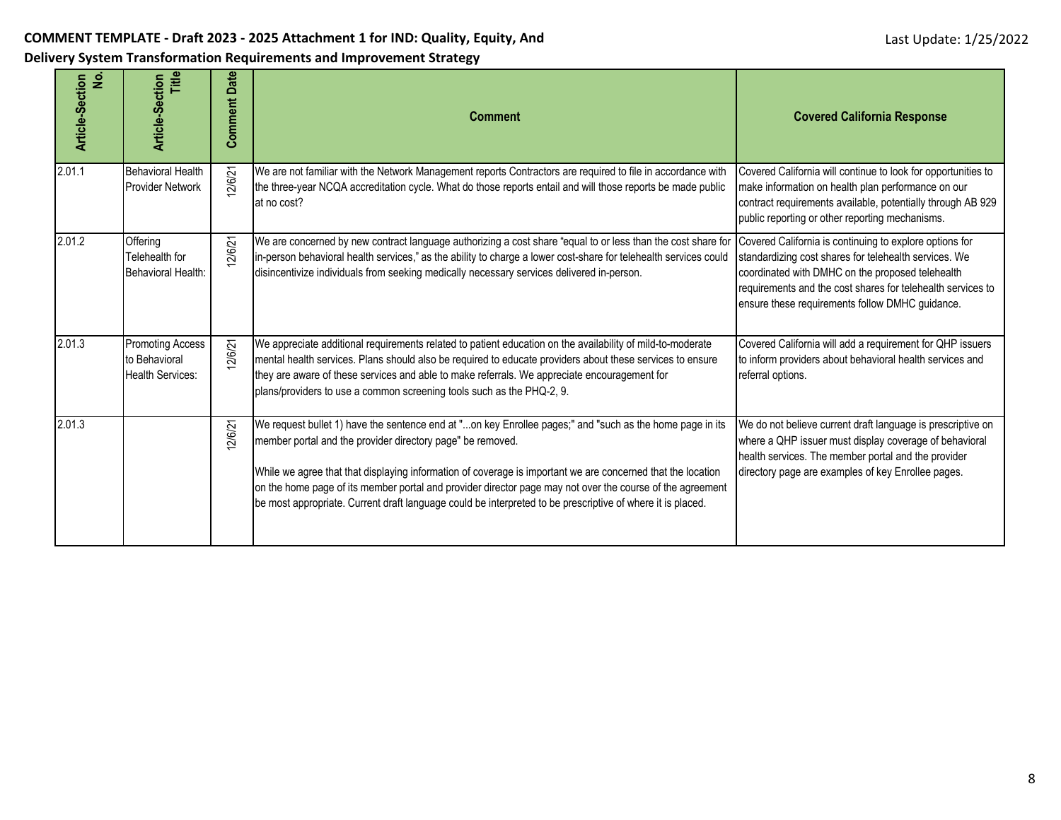**COMMENT TEMPLATE - Draft 2023 - 2025 Attachment 1 for IND: Quality, Equity, And Delivery System Transformation Requirements and Improvement Strategy**

Last Update: 1/25/2022

| Article-Section No. | Article-Section Title | Comment Date | Comment | Covered California Response |
|---|---|---|---|---|
| 2.01.1 | Behavioral Health Provider Network | 12/6/21 | We are not familiar with the Network Management reports Contractors are required to file in accordance with the three-year NCQA accreditation cycle. What do those reports entail and will those reports be made public at no cost? | Covered California will continue to look for opportunities to make information on health plan performance on our contract requirements available, potentially through AB 929 public reporting or other reporting mechanisms. |
| 2.01.2 | Offering Telehealth for Behavioral Health: | 12/6/21 | We are concerned by new contract language authorizing a cost share "equal to or less than the cost share for in-person behavioral health services," as the ability to charge a lower cost-share for telehealth services could disincentivize individuals from seeking medically necessary services delivered in-person. | Covered California is continuing to explore options for standardizing cost shares for telehealth services. We coordinated with DMHC on the proposed telehealth requirements and the cost shares for telehealth services to ensure these requirements follow DMHC guidance. |
| 2.01.3 | Promoting Access to Behavioral Health Services: | 12/6/21 | We appreciate additional requirements related to patient education on the availability of mild-to-moderate mental health services. Plans should also be required to educate providers about these services to ensure they are aware of these services and able to make referrals. We appreciate encouragement for plans/providers to use a common screening tools such as the PHQ-2, 9. | Covered California will add a requirement for QHP issuers to inform providers about behavioral health services and referral options. |
| 2.01.3 | | 12/6/21 | We request bullet 1) have the sentence end at "...on key Enrollee pages;" and "such as the home page in its member portal and the provider directory page" be removed.<br><br>While we agree that that displaying information of coverage is important we are concerned that the location on the home page of its member portal and provider director page may not over the course of the agreement be most appropriate. Current draft language could be interpreted to be prescriptive of where it is placed. | We do not believe current draft language is prescriptive on where a QHP issuer must display coverage of behavioral health services. The member portal and the provider directory page are examples of key Enrollee pages. |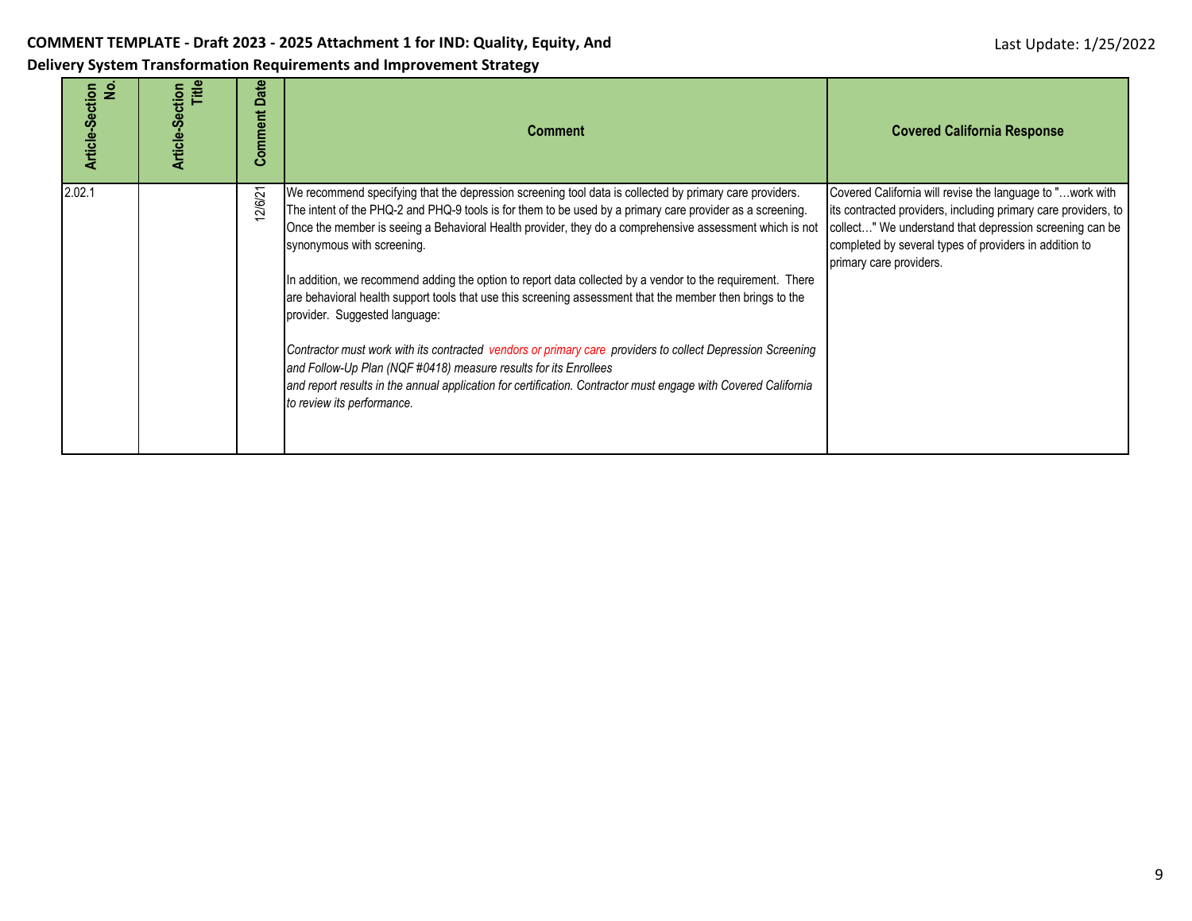**COMMENT TEMPLATE - Draft 2023 - 2025 Attachment 1 for IND: Quality, Equity, And Delivery System Transformation Requirements and Improvement Strategy**

Last Update: 1/25/2022

| Article-Section No. | Article-Section Title | Comment Date | Comment | Covered California Response |
|---|---|---|---|---|
| 2.02.1 | | 12/6/21 | We recommend specifying that the depression screening tool data is collected by primary care providers. The intent of the PHQ-2 and PHQ-9 tools is for them to be used by a primary care provider as a screening. Once the member is seeing a Behavioral Health provider, they do a comprehensive assessment which is not synonymous with screening.<br><br>In addition, we recommend adding the option to report data collected by a vendor to the requirement. There are behavioral health support tools that use this screening assessment that the member then brings to the provider. Suggested language:<br><br>*Contractor must work with its contracted vendors or primary care providers to collect Depression Screening and Follow-Up Plan (NQF #0418) measure results for its Enrollees and report results in the annual application for certification. Contractor must engage with Covered California to review its performance.* | Covered California will revise the language to "…work with its contracted providers, including primary care providers, to collect…" We understand that depression screening can be completed by several types of providers in addition to primary care providers. |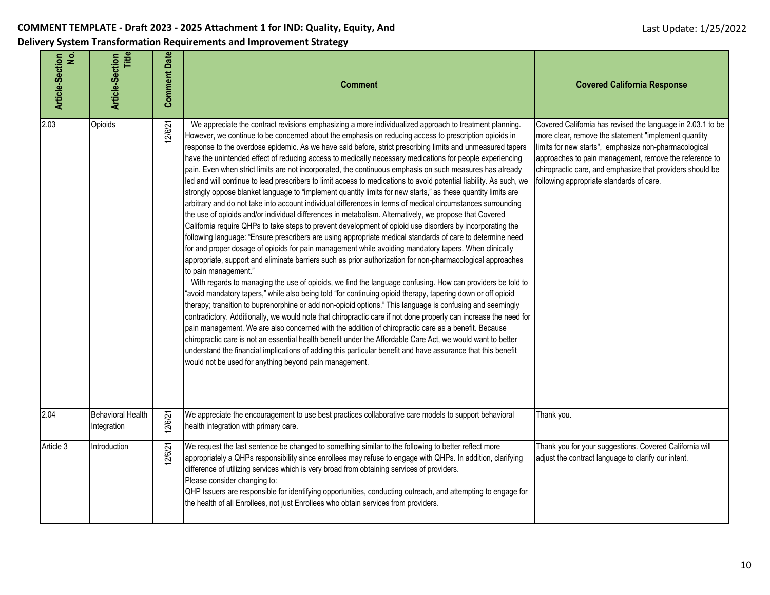**COMMENT TEMPLATE - Draft 2023 - 2025 Attachment 1 for IND: Quality, Equity, And Delivery System Transformation Requirements and Improvement Strategy**

Last Update: 1/25/2022

| Article-Section No. | Article-Section Title | Comment Date | Comment | Covered California Response |
|---|---|---|---|---|
| 2.03 | Opioids | 12/6/21 | We appreciate the contract revisions emphasizing a more individualized approach to treatment planning. However, we continue to be concerned about the emphasis on reducing access to prescription opioids in response to the overdose epidemic. As we have said before, strict prescribing limits and unmeasured tapers have the unintended effect of reducing access to medically necessary medications for people experiencing pain. Even when strict limits are not incorporated, the continuous emphasis on such measures has already led and will continue to lead prescribers to limit access to medications to avoid potential liability. As such, we strongly oppose blanket language to "implement quantity limits for new starts," as these quantity limits are arbitrary and do not take into account individual differences in terms of medical circumstances surrounding the use of opioids and/or individual differences in metabolism. Alternatively, we propose that Covered California require QHPs to take steps to prevent development of opioid use disorders by incorporating the following language: "Ensure prescribers are using appropriate medical standards of care to determine need for and proper dosage of opioids for pain management while avoiding mandatory tapers. When clinically appropriate, support and eliminate barriers such as prior authorization for non-pharmacological approaches to pain management."<br>With regards to managing the use of opioids, we find the language confusing. How can providers be told to "avoid mandatory tapers," while also being told "for continuing opioid therapy, tapering down or off opioid therapy; transition to buprenorphine or add non-opioid options." This language is confusing and seemingly contradictory. Additionally, we would note that chiropractic care if not done properly can increase the need for pain management. We are also concerned with the addition of chiropractic care as a benefit. Because chiropractic care is not an essential health benefit under the Affordable Care Act, we would want to better understand the financial implications of adding this particular benefit and have assurance that this benefit would not be used for anything beyond pain management. | Covered California has revised the language in 2.03.1 to be more clear, remove the statement "implement quantity limits for new starts", emphasize non-pharmacological approaches to pain management, remove the reference to chiropractic care, and emphasize that providers should be following appropriate standards of care. |
| 2.04 | Behavioral Health Integration | 12/6/21 | We appreciate the encouragement to use best practices collaborative care models to support behavioral health integration with primary care. | Thank you. |
| Article 3 | Introduction | 12/6/21 | We request the last sentence be changed to something similar to the following to better reflect more appropriately a QHPs responsibility since enrollees may refuse to engage with QHPs. In addition, clarifying difference of utilizing services which is very broad from obtaining services of providers.<br>Please consider changing to:<br>QHP Issuers are responsible for identifying opportunities, conducting outreach, and attempting to engage for the health of all Enrollees, not just Enrollees who obtain services from providers. | Thank you for your suggestions. Covered California will adjust the contract language to clarify our intent. |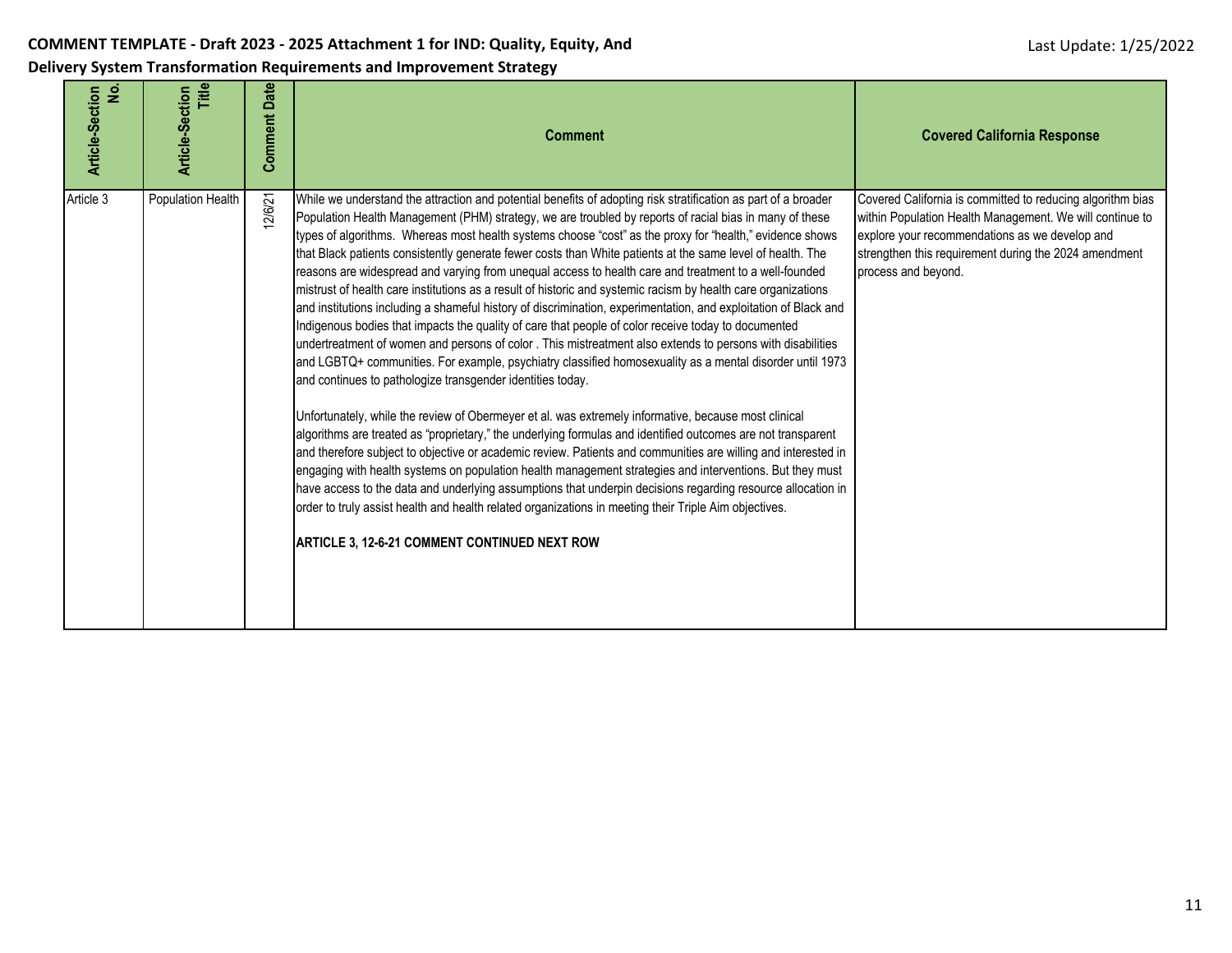**COMMENT TEMPLATE - Draft 2023 - 2025 Attachment 1 for IND: Quality, Equity, And Delivery System Transformation Requirements and Improvement Strategy**

Last Update: 1/25/2022

| Article-Section No. | Article-Section Title | Comment Date | Comment | Covered California Response |
|---|---|---|---|---|
| Article 3 | Population Health | 12/6/21 | While we understand the attraction and potential benefits of adopting risk stratification as part of a broader Population Health Management (PHM) strategy, we are troubled by reports of racial bias in many of these types of algorithms. Whereas most health systems choose "cost" as the proxy for "health," evidence shows that Black patients consistently generate fewer costs than White patients at the same level of health. The reasons are widespread and varying from unequal access to health care and treatment to a well-founded mistrust of health care institutions as a result of historic and systemic racism by health care organizations and institutions including a shameful history of discrimination, experimentation, and exploitation of Black and Indigenous bodies that impacts the quality of care that people of color receive today to documented undertreatment of women and persons of color . This mistreatment also extends to persons with disabilities and LGBTQ+ communities. For example, psychiatry classified homosexuality as a mental disorder until 1973 and continues to pathologize transgender identities today.<br><br>Unfortunately, while the review of Obermeyer et al. was extremely informative, because most clinical algorithms are treated as "proprietary," the underlying formulas and identified outcomes are not transparent and therefore subject to objective or academic review. Patients and communities are willing and interested in engaging with health systems on population health management strategies and interventions. But they must have access to the data and underlying assumptions that underpin decisions regarding resource allocation in order to truly assist health and health related organizations in meeting their Triple Aim objectives.<br><br>**ARTICLE 3, 12-6-21 COMMENT CONTINUED NEXT ROW** | Covered California is committed to reducing algorithm bias within Population Health Management. We will continue to explore your recommendations as we develop and strengthen this requirement during the 2024 amendment process and beyond. |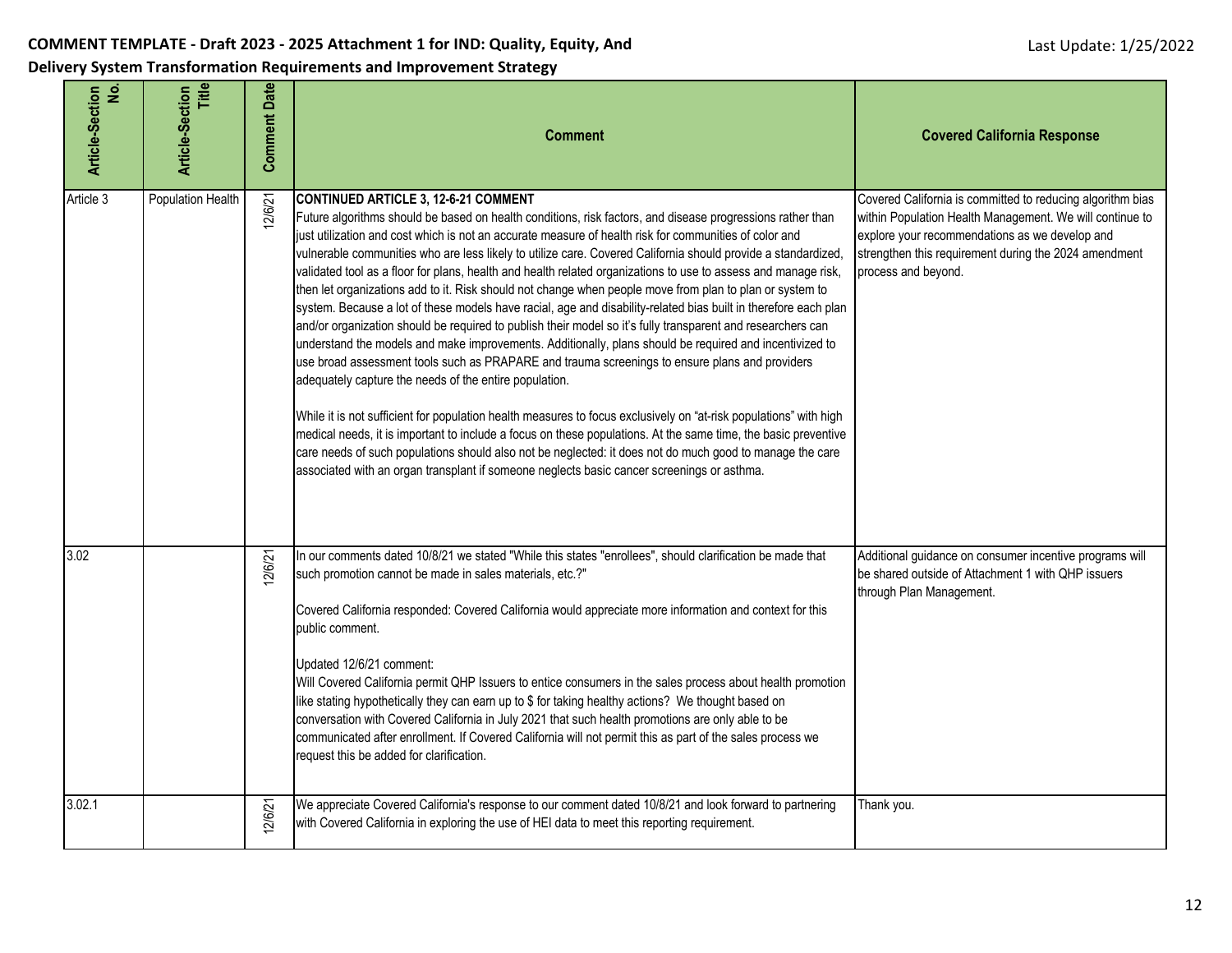**COMMENT TEMPLATE - Draft 2023 - 2025 Attachment 1 for IND: Quality, Equity, And Delivery System Transformation Requirements and Improvement Strategy**

Last Update: 1/25/2022

| Article-Section No. | Article-Section Title | Comment Date | Comment | Covered California Response |
|---|---|---|---|---|
| Article 3 | Population Health | 12/6/21 | **CONTINUED ARTICLE 3, 12-6-21 COMMENT**<br>Future algorithms should be based on health conditions, risk factors, and disease progressions rather than just utilization and cost which is not an accurate measure of health risk for communities of color and vulnerable communities who are less likely to utilize care. Covered California should provide a standardized, validated tool as a floor for plans, health and health related organizations to use to assess and manage risk, then let organizations add to it. Risk should not change when people move from plan to plan or system to system. Because a lot of these models have racial, age and disability-related bias built in therefore each plan and/or organization should be required to publish their model so it's fully transparent and researchers can understand the models and make improvements. Additionally, plans should be required and incentivized to use broad assessment tools such as PRAPARE and trauma screenings to ensure plans and providers adequately capture the needs of the entire population.<br><br>While it is not sufficient for population health measures to focus exclusively on "at-risk populations" with high medical needs, it is important to include a focus on these populations. At the same time, the basic preventive care needs of such populations should also not be neglected: it does not do much good to manage the care associated with an organ transplant if someone neglects basic cancer screenings or asthma. | Covered California is committed to reducing algorithm bias within Population Health Management. We will continue to explore your recommendations as we develop and strengthen this requirement during the 2024 amendment process and beyond. |
| 3.02 | | 12/6/21 | In our comments dated 10/8/21 we stated "While this states "enrollees", should clarification be made that such promotion cannot be made in sales materials, etc.?"<br><br>Covered California responded: Covered California would appreciate more information and context for this public comment.<br><br>Updated 12/6/21 comment:<br>Will Covered California permit QHP Issuers to entice consumers in the sales process about health promotion like stating hypothetically they can earn up to $ for taking healthy actions? We thought based on conversation with Covered California in July 2021 that such health promotions are only able to be communicated after enrollment. If Covered California will not permit this as part of the sales process we request this be added for clarification. | Additional guidance on consumer incentive programs will be shared outside of Attachment 1 with QHP issuers through Plan Management. |
| 3.02.1 | | 12/6/21 | We appreciate Covered California's response to our comment dated 10/8/21 and look forward to partnering with Covered California in exploring the use of HEI data to meet this reporting requirement. | Thank you. |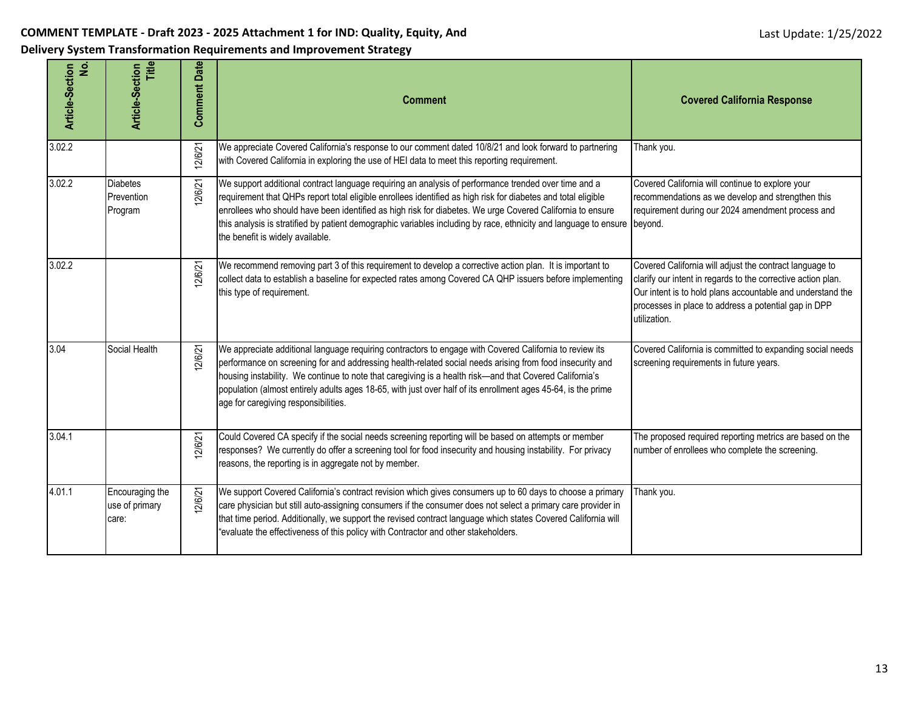**COMMENT TEMPLATE - Draft 2023 - 2025 Attachment 1 for IND: Quality, Equity, And Delivery System Transformation Requirements and Improvement Strategy**

Last Update: 1/25/2022

| Article-Section No. | Article-Section Title | Comment Date | Comment | Covered California Response |
|---|---|---|---|---|
| 3.02.2 | | 12/6/21 | We appreciate Covered California's response to our comment dated 10/8/21 and look forward to partnering with Covered California in exploring the use of HEI data to meet this reporting requirement. | Thank you. |
| 3.02.2 | Diabetes Prevention Program | 12/6/21 | We support additional contract language requiring an analysis of performance trended over time and a requirement that QHPs report total eligible enrollees identified as high risk for diabetes and total eligible enrollees who should have been identified as high risk for diabetes. We urge Covered California to ensure this analysis is stratified by patient demographic variables including by race, ethnicity and language to ensure the benefit is widely available. | Covered California will continue to explore your recommendations as we develop and strengthen this requirement during our 2024 amendment process and beyond. |
| 3.02.2 | | 12/6/21 | We recommend removing part 3 of this requirement to develop a corrective action plan. It is important to collect data to establish a baseline for expected rates among Covered CA QHP issuers before implementing this type of requirement. | Covered California will adjust the contract language to clarify our intent in regards to the corrective action plan. Our intent is to hold plans accountable and understand the processes in place to address a potential gap in DPP utilization. |
| 3.04 | Social Health | 12/6/21 | We appreciate additional language requiring contractors to engage with Covered California to review its performance on screening for and addressing health-related social needs arising from food insecurity and housing instability. We continue to note that caregiving is a health risk—and that Covered California's population (almost entirely adults ages 18-65, with just over half of its enrollment ages 45-64, is the prime age for caregiving responsibilities. | Covered California is committed to expanding social needs screening requirements in future years. |
| 3.04.1 | | 12/6/21 | Could Covered CA specify if the social needs screening reporting will be based on attempts or member responses? We currently do offer a screening tool for food insecurity and housing instability. For privacy reasons, the reporting is in aggregate not by member. | The proposed required reporting metrics are based on the number of enrollees who complete the screening. |
| 4.01.1 | Encouraging the use of primary care: | 12/6/21 | We support Covered California's contract revision which gives consumers up to 60 days to choose a primary care physician but still auto-assigning consumers if the consumer does not select a primary care provider in that time period. Additionally, we support the revised contract language which states Covered California will "evaluate the effectiveness of this policy with Contractor and other stakeholders. | Thank you. |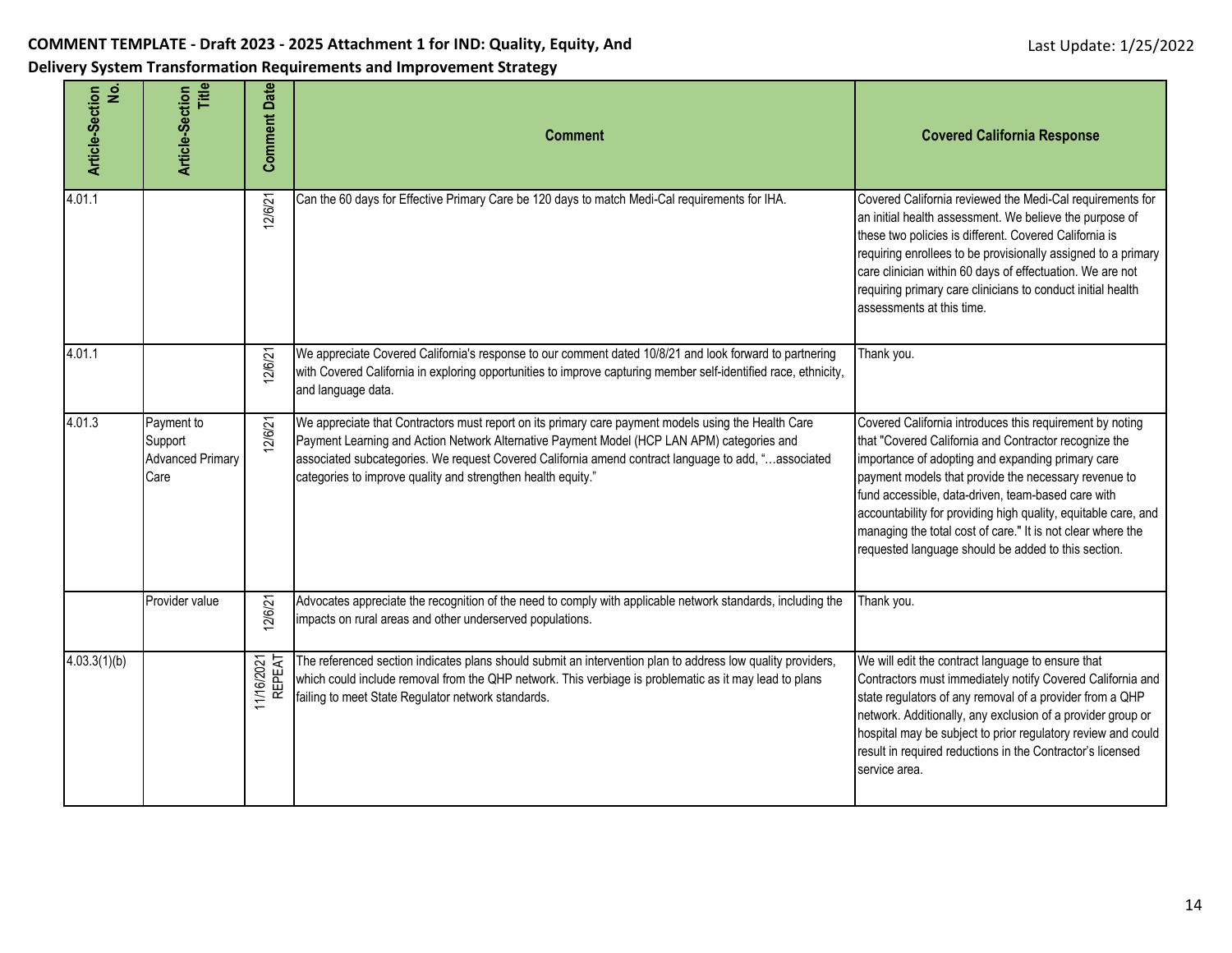**COMMENT TEMPLATE - Draft 2023 - 2025 Attachment 1 for IND: Quality, Equity, And Delivery System Transformation Requirements and Improvement Strategy**

Last Update: 1/25/2022

| Article-Section No. | Article-Section Title | Comment Date | Comment | Covered California Response |
|---|---|---|---|---|
| 4.01.1 | | 12/6/21 | Can the 60 days for Effective Primary Care be 120 days to match Medi-Cal requirements for IHA. | Covered California reviewed the Medi-Cal requirements for an initial health assessment. We believe the purpose of these two policies is different. Covered California is requiring enrollees to be provisionally assigned to a primary care clinician within 60 days of effectuation. We are not requiring primary care clinicians to conduct initial health assessments at this time. |
| 4.01.1 | | 12/6/21 | We appreciate Covered California's response to our comment dated 10/8/21 and look forward to partnering with Covered California in exploring opportunities to improve capturing member self-identified race, ethnicity, and language data. | Thank you. |
| 4.01.3 | Payment to Support Advanced Primary Care | 12/6/21 | We appreciate that Contractors must report on its primary care payment models using the Health Care Payment Learning and Action Network Alternative Payment Model (HCP LAN APM) categories and associated subcategories. We request Covered California amend contract language to add, "…associated categories to improve quality and strengthen health equity." | Covered California introduces this requirement by noting that "Covered California and Contractor recognize the importance of adopting and expanding primary care payment models that provide the necessary revenue to fund accessible, data-driven, team-based care with accountability for providing high quality, equitable care, and managing the total cost of care." It is not clear where the requested language should be added to this section. |
| | Provider value | 12/6/21 | Advocates appreciate the recognition of the need to comply with applicable network standards, including the impacts on rural areas and other underserved populations. | Thank you. |
| 4.03.3(1)(b) | | 11/16/2021 REPEAT | The referenced section indicates plans should submit an intervention plan to address low quality providers, which could include removal from the QHP network. This verbiage is problematic as it may lead to plans failing to meet State Regulator network standards. | We will edit the contract language to ensure that Contractors must immediately notify Covered California and state regulators of any removal of a provider from a QHP network. Additionally, any exclusion of a provider group or hospital may be subject to prior regulatory review and could result in required reductions in the Contractor's licensed service area. |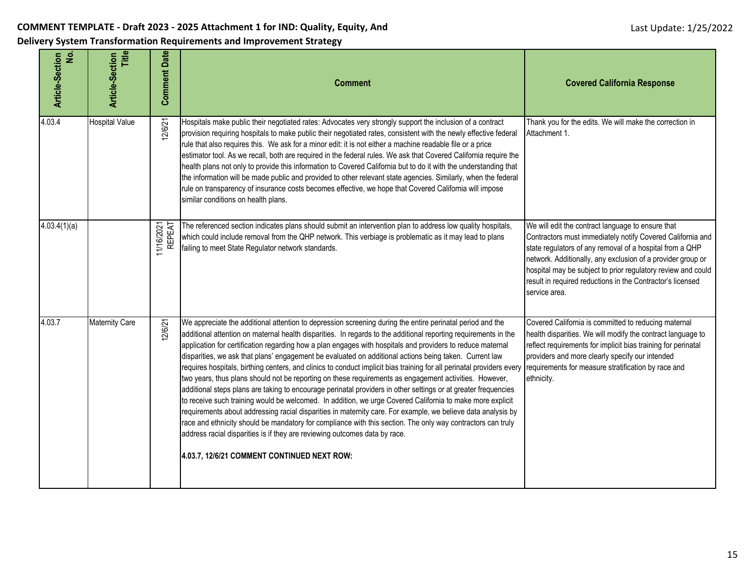**COMMENT TEMPLATE - Draft 2023 - 2025 Attachment 1 for IND: Quality, Equity, And Delivery System Transformation Requirements and Improvement Strategy**

Last Update: 1/25/2022

| Article-Section No. | Article-Section Title | Comment Date | Comment | Covered California Response |
|---|---|---|---|---|
| 4.03.4 | Hospital Value | 12/6/21 | Hospitals make public their negotiated rates: Advocates very strongly support the inclusion of a contract provision requiring hospitals to make public their negotiated rates, consistent with the newly effective federal rule that also requires this. We ask for a minor edit: it is not either a machine readable file or a price estimator tool. As we recall, both are required in the federal rules. We ask that Covered California require the health plans not only to provide this information to Covered California but to do it with the understanding that the information will be made public and provided to other relevant state agencies. Similarly, when the federal rule on transparency of insurance costs becomes effective, we hope that Covered California will impose similar conditions on health plans. | Thank you for the edits. We will make the correction in Attachment 1. |
| 4.03.4(1)(a) | | 11/16/2021 REPEAT | The referenced section indicates plans should submit an intervention plan to address low quality hospitals, which could include removal from the QHP network. This verbiage is problematic as it may lead to plans failing to meet State Regulator network standards. | We will edit the contract language to ensure that Contractors must immediately notify Covered California and state regulators of any removal of a hospital from a QHP network. Additionally, any exclusion of a provider group or hospital may be subject to prior regulatory review and could result in required reductions in the Contractor's licensed service area. |
| 4.03.7 | Maternity Care | 12/6/21 | We appreciate the additional attention to depression screening during the entire perinatal period and the additional attention on maternal health disparities. In regards to the additional reporting requirements in the application for certification regarding how a plan engages with hospitals and providers to reduce maternal disparities, we ask that plans' engagement be evaluated on additional actions being taken. Current law requires hospitals, birthing centers, and clinics to conduct implicit bias training for all perinatal providers every two years, thus plans should not be reporting on these requirements as engagement activities. However, additional steps plans are taking to encourage perinatal providers in other settings or at greater frequencies to receive such training would be welcomed. In addition, we urge Covered California to make more explicit requirements about addressing racial disparities in maternity care. For example, we believe data analysis by race and ethnicity should be mandatory for compliance with this section. The only way contractors can truly address racial disparities is if they are reviewing outcomes data by race.<br><br>**4.03.7, 12/6/21 COMMENT CONTINUED NEXT ROW:** | Covered California is committed to reducing maternal health disparities. We will modify the contract language to reflect requirements for implicit bias training for perinatal providers and more clearly specify our intended requirements for measure stratification by race and ethnicity. |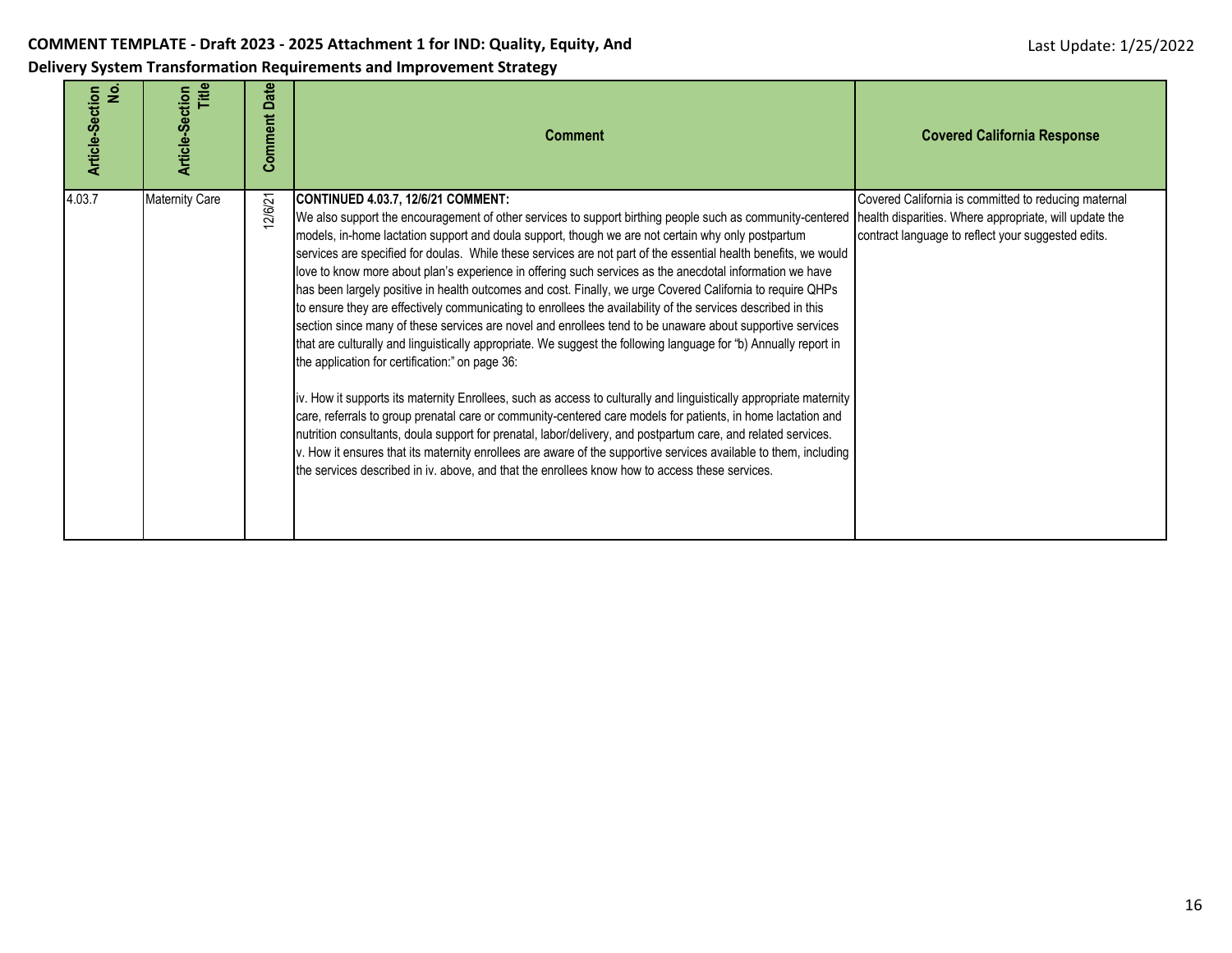**COMMENT TEMPLATE - Draft 2023 - 2025 Attachment 1 for IND: Quality, Equity, And Delivery System Transformation Requirements and Improvement Strategy**

Last Update: 1/25/2022

| Article-Section No. | Article-Section Title | Comment Date | Comment | Covered California Response |
|---|---|---|---|---|
| 4.03.7 | Maternity Care | 12/6/21 | **CONTINUED 4.03.7, 12/6/21 COMMENT:**<br>We also support the encouragement of other services to support birthing people such as community-centered models, in-home lactation support and doula support, though we are not certain why only postpartum services are specified for doulas. While these services are not part of the essential health benefits, we would love to know more about plan's experience in offering such services as the anecdotal information we have has been largely positive in health outcomes and cost. Finally, we urge Covered California to require QHPs to ensure they are effectively communicating to enrollees the availability of the services described in this section since many of these services are novel and enrollees tend to be unaware about supportive services that are culturally and linguistically appropriate. We suggest the following language for "b) Annually report in the application for certification:" on page 36:<br><br>iv. How it supports its maternity Enrollees, such as access to culturally and linguistically appropriate maternity care, referrals to group prenatal care or community-centered care models for patients, in home lactation and nutrition consultants, doula support for prenatal, labor/delivery, and postpartum care, and related services.<br>v. How it ensures that its maternity enrollees are aware of the supportive services available to them, including the services described in iv. above, and that the enrollees know how to access these services. | Covered California is committed to reducing maternal health disparities. Where appropriate, will update the contract language to reflect your suggested edits. |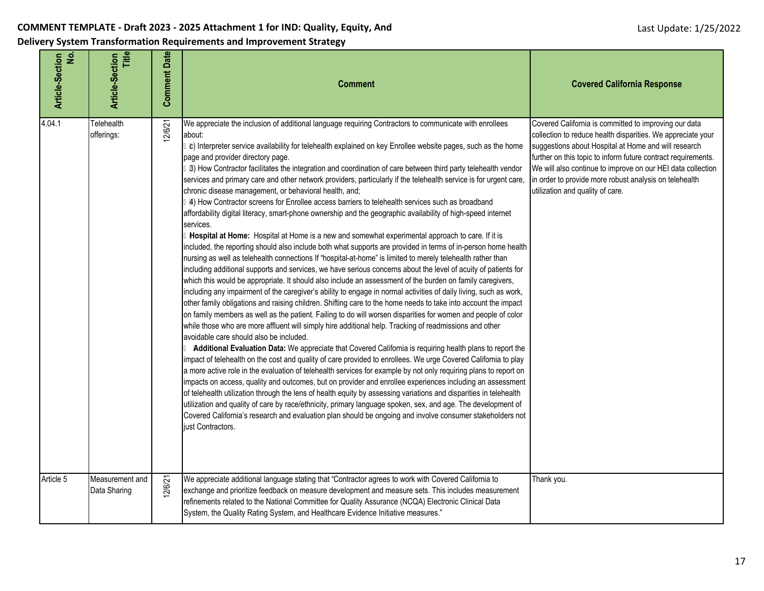**COMMENT TEMPLATE - Draft 2023 - 2025 Attachment 1 for IND: Quality, Equity, And Delivery System Transformation Requirements and Improvement Strategy**

Last Update: 1/25/2022

| Article-Section No. | Article-Section Title | Comment Date | Comment | Covered California Response |
|---|---|---|---|---|
| 4.04.1 | Telehealth offerings: | 12/6/21 | We appreciate the inclusion of additional language requiring Contractors to communicate with enrollees about:<br>c) Interpreter service availability for telehealth explained on key Enrollee website pages, such as the home page and provider directory page.<br>3) How Contractor facilitates the integration and coordination of care between third party telehealth vendor services and primary care and other network providers, particularly if the telehealth service is for urgent care, chronic disease management, or behavioral health, and;<br>4) How Contractor screens for Enrollee access barriers to telehealth services such as broadband affordability digital literacy, smart-phone ownership and the geographic availability of high-speed internet services.<br>**Hospital at Home:** Hospital at Home is a new and somewhat experimental approach to care. If it is included, the reporting should also include both what supports are provided in terms of in-person home health nursing as well as telehealth connections If "hospital-at-home" is limited to merely telehealth rather than including additional supports and services, we have serious concerns about the level of acuity of patients for which this would be appropriate. It should also include an assessment of the burden on family caregivers, including any impairment of the caregiver's ability to engage in normal activities of daily living, such as work, other family obligations and raising children. Shifting care to the home needs to take into account the impact on family members as well as the patient. Failing to do so will worsen disparities for women and people of color while those who are more affluent will simply hire additional help. Tracking of readmissions and other avoidable care should also be included.<br>**Additional Evaluation Data:** We appreciate that Covered California is requiring health plans to report the impact of telehealth on the cost and quality of care provided to enrollees. We urge Covered California to play a more active role in the evaluation of telehealth services for example by not only requiring plans to report on impacts on access, quality and outcomes, but on provider and enrollee experiences including an assessment of telehealth utilization through the lens of health equity by assessing variations and disparities in telehealth utilization and quality of care by race/ethnicity, primary language spoken, sex, and age. The development of Covered California's research and evaluation plan should be ongoing and involve consumer stakeholders not just Contractors. | Covered California is committed to improving our data collection to reduce health disparities. We appreciate your suggestions about Hospital at Home and will research further on this topic to inform future contract requirements. We will also continue to improve on our HEI data collection in order to provide more robust analysis on telehealth utilization and quality of care. |
| Article 5 | Measurement and Data Sharing | 12/6/21 | We appreciate additional language stating that "Contractor agrees to work with Covered California to exchange and prioritize feedback on measure development and measure sets. This includes measurement refinements related to the National Committee for Quality Assurance (NCQA) Electronic Clinical Data System, the Quality Rating System, and Healthcare Evidence Initiative measures." | Thank you. |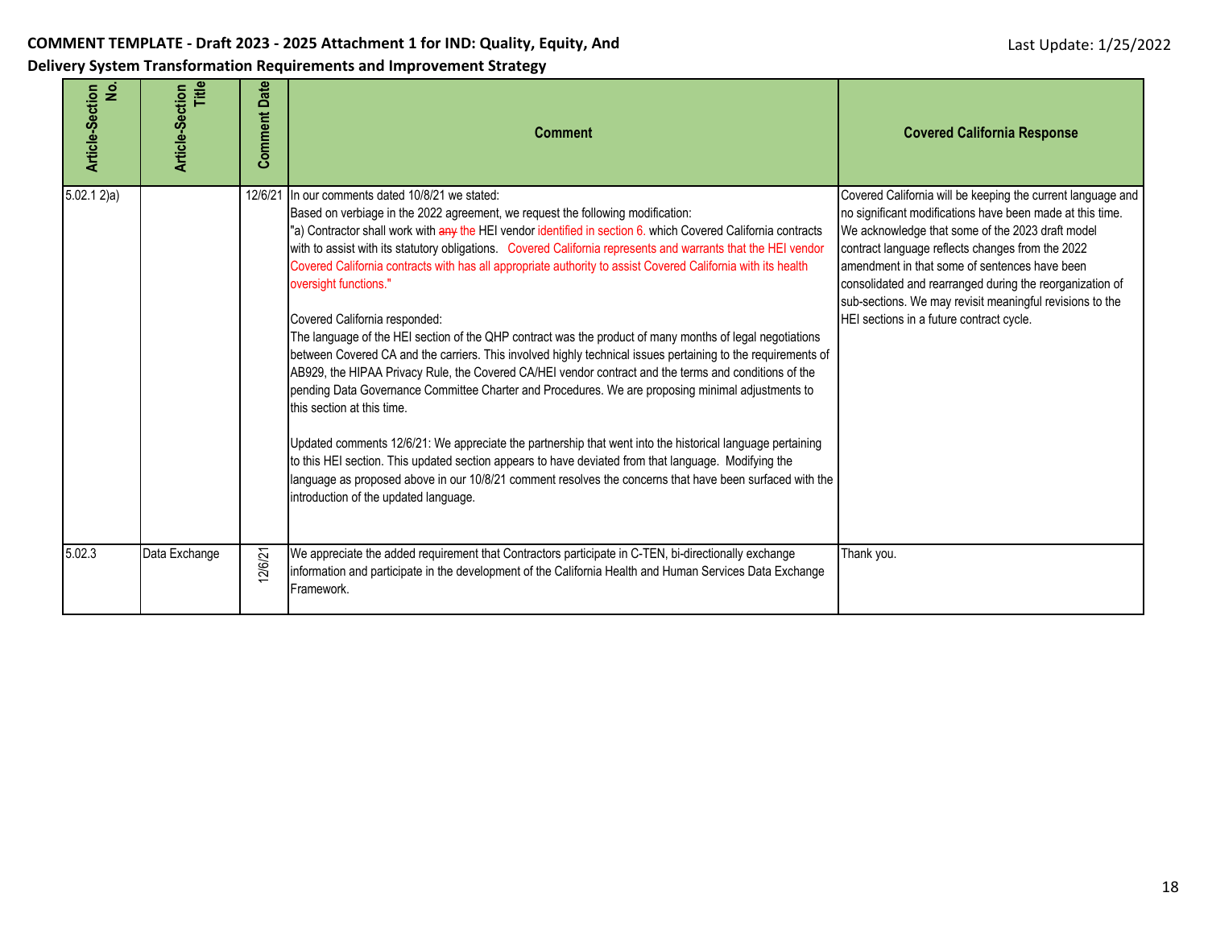**COMMENT TEMPLATE - Draft 2023 - 2025 Attachment 1 for IND: Quality, Equity, And Delivery System Transformation Requirements and Improvement Strategy**

Last Update: 1/25/2022

| Article-Section No. | Article-Section Title | Comment Date | Comment | Covered California Response |
|---|---|---|---|---|
| 5.02.1 2)a) | | 12/6/21 | In our comments dated 10/8/21 we stated:<br>Based on verbiage in the 2022 agreement, we request the following modification:<br>"a) Contractor shall work with ~~any~~ the HEI vendor identified in section 6. which Covered California contracts with to assist with its statutory obligations. Covered California represents and warrants that the HEI vendor Covered California contracts with has all appropriate authority to assist Covered California with its health oversight functions."<br><br>Covered California responded:<br>The language of the HEI section of the QHP contract was the product of many months of legal negotiations between Covered CA and the carriers. This involved highly technical issues pertaining to the requirements of AB929, the HIPAA Privacy Rule, the Covered CA/HEI vendor contract and the terms and conditions of the pending Data Governance Committee Charter and Procedures. We are proposing minimal adjustments to this section at this time.<br><br>Updated comments 12/6/21: We appreciate the partnership that went into the historical language pertaining to this HEI section. This updated section appears to have deviated from that language. Modifying the language as proposed above in our 10/8/21 comment resolves the concerns that have been surfaced with the introduction of the updated language. | Covered California will be keeping the current language and no significant modifications have been made at this time. We acknowledge that some of the 2023 draft model contract language reflects changes from the 2022 amendment in that some of sentences have been consolidated and rearranged during the reorganization of sub-sections. We may revisit meaningful revisions to the HEI sections in a future contract cycle. |
| 5.02.3 | Data Exchange | 12/6/21 | We appreciate the added requirement that Contractors participate in C-TEN, bi-directionally exchange information and participate in the development of the California Health and Human Services Data Exchange Framework. | Thank you. |